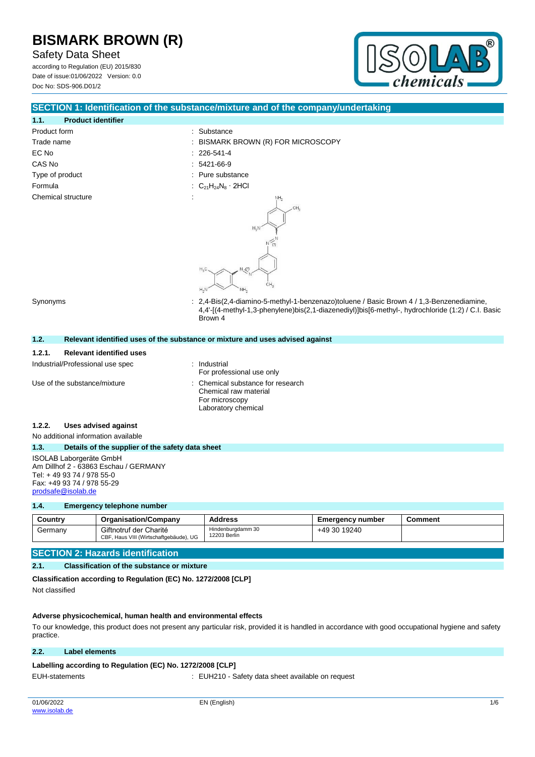# BISMARK BROWN (R)

Safety Data Sheet

according to Regulation (EU) 2015/830

Date of issue:01/06/2022 Version: 0.0

Doc No: SDS-906.D01/2

## SECTION 1: Identification of the substance/mixture and of the company/undertaking

### 1.1. Product identifier

| | |
|---|---|
| Product form | : Substance |
| Trade name | : BISMARK BROWN (R) FOR MICROSCOPY |
| EC No | : 226-541-4 |
| CAS No | : 5421-66-9 |
| Type of product | : Pure substance |
| Formula | : $C_{21}H_{24}N_8 \cdot 2HCl$ |
| Chemical structure | : |
| Synonyms | : 2,4-Bis(2,4-diamino-5-methyl-1-benzenazo)toluene / Basic Brown 4 / 1,3-Benzenediamine, 4,4'-[(4-methyl-1,3-phenylene)bis(2,1-diazenediyl)]bis[6-methyl-, hydrochloride (1:2) / C.I. Basic Brown 4 |

### 1.2. Relevant identified uses of the substance or mixture and uses advised against

#### 1.2.1. Relevant identified uses

| | |
|---|---|
| Industrial/Professional use spec | : Industrial<br>For professional use only |
| Use of the substance/mixture | : Chemical substance for research<br>Chemical raw material<br>For microscopy<br>Laboratory chemical |

#### 1.2.2. Uses advised against

No additional information available

### 1.3. Details of the supplier of the safety data sheet

ISOLAB Laborgeräte GmbH
Am Dillhof 2 - 63863 Eschau / GERMANY
Tel: + 49 93 74 / 978 55-0
Fax: +49 93 74 / 978 55-29
prodsafe@isolab.de

### 1.4. Emergency telephone number

| Country | Organisation/Company | Address | Emergency number | Comment |
|---|---|---|---|---|
| Germany | Giftnotruf der Charité<br>CBF, Haus VIII (Wirtschaftgebäude), UG | Hindenburgdamm 30<br>12203 Berlin | +49 30 19240 | |

## SECTION 2: Hazards identification

### 2.1. Classification of the substance or mixture

**Classification according to Regulation (EC) No. 1272/2008 [CLP]**

Not classified

**Adverse physicochemical, human health and environmental effects**

To our knowledge, this product does not present any particular risk, provided it is handled in accordance with good occupational hygiene and safety practice.

### 2.2. Label elements

**Labelling according to Regulation (EC) No. 1272/2008 [CLP]**

| | |
|---|---|
| EUH-statements | : EUH210 - Safety data sheet available on request |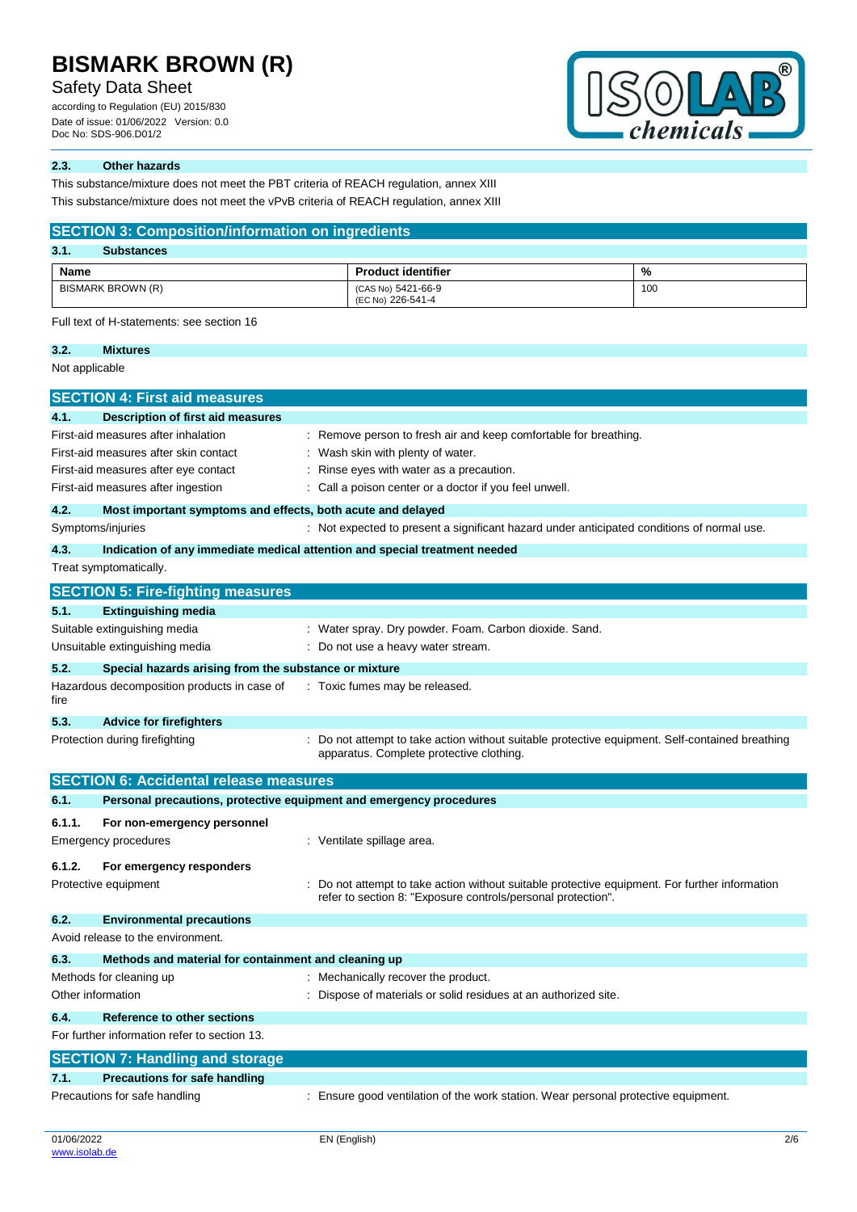### 2.3. Other hazards

This substance/mixture does not meet the PBT criteria of REACH regulation, annex XIII

This substance/mixture does not meet the vPvB criteria of REACH regulation, annex XIII

## SECTION 3: Composition/information on ingredients

### 3.1. Substances

| Name | Product identifier | % |
|---|---|---|
| BISMARK BROWN (R) | (CAS No) 5421-66-9<br>(EC No) 226-541-4 | 100 |

Full text of H-statements: see section 16

### 3.2. Mixtures

Not applicable

## SECTION 4: First aid measures

### 4.1. Description of first aid measures

First-aid measures after inhalation : Remove person to fresh air and keep comfortable for breathing.

First-aid measures after skin contact : Wash skin with plenty of water.

First-aid measures after eye contact : Rinse eyes with water as a precaution.

First-aid measures after ingestion : Call a poison center or a doctor if you feel unwell.

### 4.2. Most important symptoms and effects, both acute and delayed

Symptoms/injuries : Not expected to present a significant hazard under anticipated conditions of normal use.

### 4.3. Indication of any immediate medical attention and special treatment needed

Treat symptomatically.

## SECTION 5: Fire-fighting measures

### 5.1. Extinguishing media

Suitable extinguishing media : Water spray. Dry powder. Foam. Carbon dioxide. Sand.

Unsuitable extinguishing media : Do not use a heavy water stream.

### 5.2. Special hazards arising from the substance or mixture

Hazardous decomposition products in case of fire : Toxic fumes may be released.

### 5.3. Advice for firefighters

Protection during firefighting : Do not attempt to take action without suitable protective equipment. Self-contained breathing apparatus. Complete protective clothing.

## SECTION 6: Accidental release measures

### 6.1. Personal precautions, protective equipment and emergency procedures

#### 6.1.1. For non-emergency personnel

Emergency procedures : Ventilate spillage area.

#### 6.1.2. For emergency responders

Protective equipment : Do not attempt to take action without suitable protective equipment. For further information refer to section 8: "Exposure controls/personal protection".

### 6.2. Environmental precautions

Avoid release to the environment.

### 6.3. Methods and material for containment and cleaning up

Methods for cleaning up : Mechanically recover the product.

Other information : Dispose of materials or solid residues at an authorized site.

### 6.4. Reference to other sections

For further information refer to section 13.

## SECTION 7: Handling and storage

### 7.1. Precautions for safe handling

Precautions for safe handling : Ensure good ventilation of the work station. Wear personal protective equipment.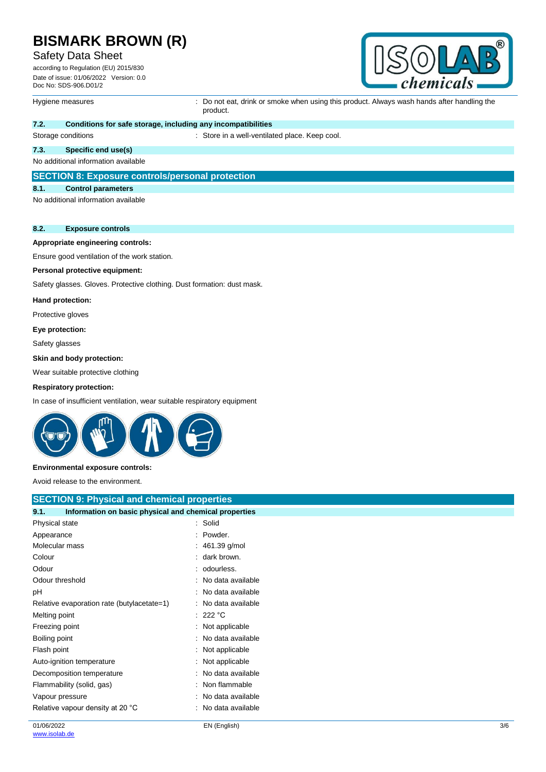| | |
|---|---|
| Hygiene measures | : Do not eat, drink or smoke when using this product. Always wash hands after handling the product. |

### 7.2. Conditions for safe storage, including any incompatibilities

| | |
|---|---|
| Storage conditions | : Store in a well-ventilated place. Keep cool. |

### 7.3. Specific end use(s)

No additional information available

## SECTION 8: Exposure controls/personal protection

### 8.1. Control parameters

No additional information available

### 8.2. Exposure controls

**Appropriate engineering controls:**

Ensure good ventilation of the work station.

**Personal protective equipment:**

Safety glasses. Gloves. Protective clothing. Dust formation: dust mask.

**Hand protection:**

Protective gloves

**Eye protection:**

Safety glasses

**Skin and body protection:**

Wear suitable protective clothing

**Respiratory protection:**

In case of insufficient ventilation, wear suitable respiratory equipment

**Environmental exposure controls:**

Avoid release to the environment.

## SECTION 9: Physical and chemical properties

### 9.1. Information on basic physical and chemical properties

| | |
|---|---|
| Physical state | : Solid |
| Appearance | : Powder. |
| Molecular mass | : 461.39 g/mol |
| Colour | : dark brown. |
| Odour | : odourless. |
| Odour threshold | : No data available |
| pH | : No data available |
| Relative evaporation rate (butylacetate=1) | : No data available |
| Melting point | : 222 °C |
| Freezing point | : Not applicable |
| Boiling point | : No data available |
| Flash point | : Not applicable |
| Auto-ignition temperature | : Not applicable |
| Decomposition temperature | : No data available |
| Flammability (solid, gas) | : Non flammable |
| Vapour pressure | : No data available |
| Relative vapour density at 20 °C | : No data available |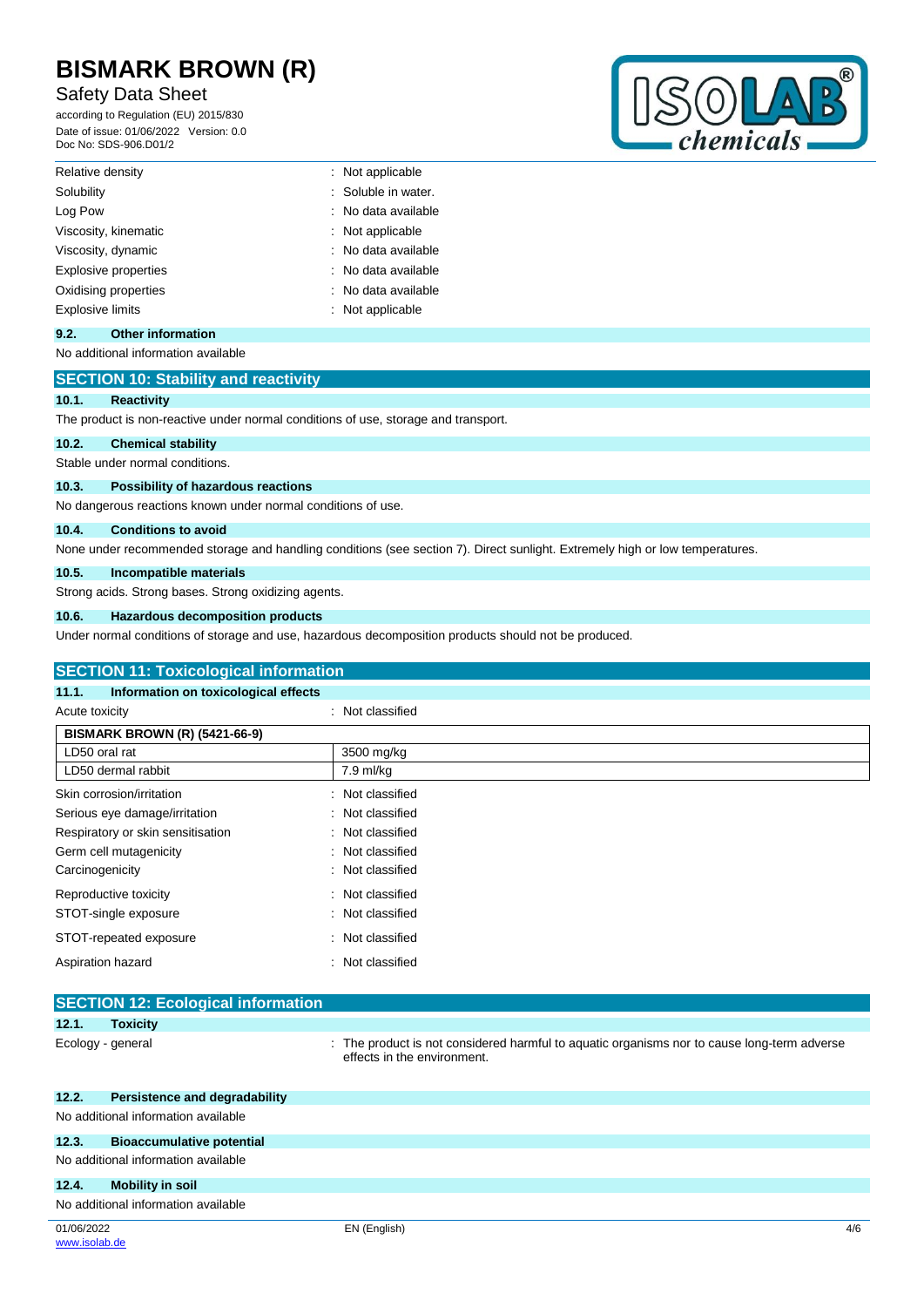| | |
|---|---|
| Relative density | : Not applicable |
| Solubility | : Soluble in water. |
| Log Pow | : No data available |
| Viscosity, kinematic | : Not applicable |
| Viscosity, dynamic | : No data available |
| Explosive properties | : No data available |
| Oxidising properties | : No data available |
| Explosive limits | : Not applicable |

### 9.2. Other information

No additional information available

## SECTION 10: Stability and reactivity

### 10.1. Reactivity

The product is non-reactive under normal conditions of use, storage and transport.

### 10.2. Chemical stability

Stable under normal conditions.

### 10.3. Possibility of hazardous reactions

No dangerous reactions known under normal conditions of use.

### 10.4. Conditions to avoid

None under recommended storage and handling conditions (see section 7). Direct sunlight. Extremely high or low temperatures.

### 10.5. Incompatible materials

Strong acids. Strong bases. Strong oxidizing agents.

### 10.6. Hazardous decomposition products

Under normal conditions of storage and use, hazardous decomposition products should not be produced.

## SECTION 11: Toxicological information

### 11.1. Information on toxicological effects

Acute toxicity : Not classified

| BISMARK BROWN (R) (5421-66-9) | |
|---|---|
| LD50 oral rat | 3500 mg/kg |
| LD50 dermal rabbit | 7.9 ml/kg |

| | |
|---|---|
| Skin corrosion/irritation | : Not classified |
| Serious eye damage/irritation | : Not classified |
| Respiratory or skin sensitisation | : Not classified |
| Germ cell mutagenicity | : Not classified |
| Carcinogenicity | : Not classified |
| Reproductive toxicity | : Not classified |
| STOT-single exposure | : Not classified |
| STOT-repeated exposure | : Not classified |
| Aspiration hazard | : Not classified |

## SECTION 12: Ecological information

### 12.1. Toxicity

Ecology - general : The product is not considered harmful to aquatic organisms nor to cause long-term adverse effects in the environment.

### 12.2. Persistence and degradability

No additional information available

### 12.3. Bioaccumulative potential

No additional information available

### 12.4. Mobility in soil

No additional information available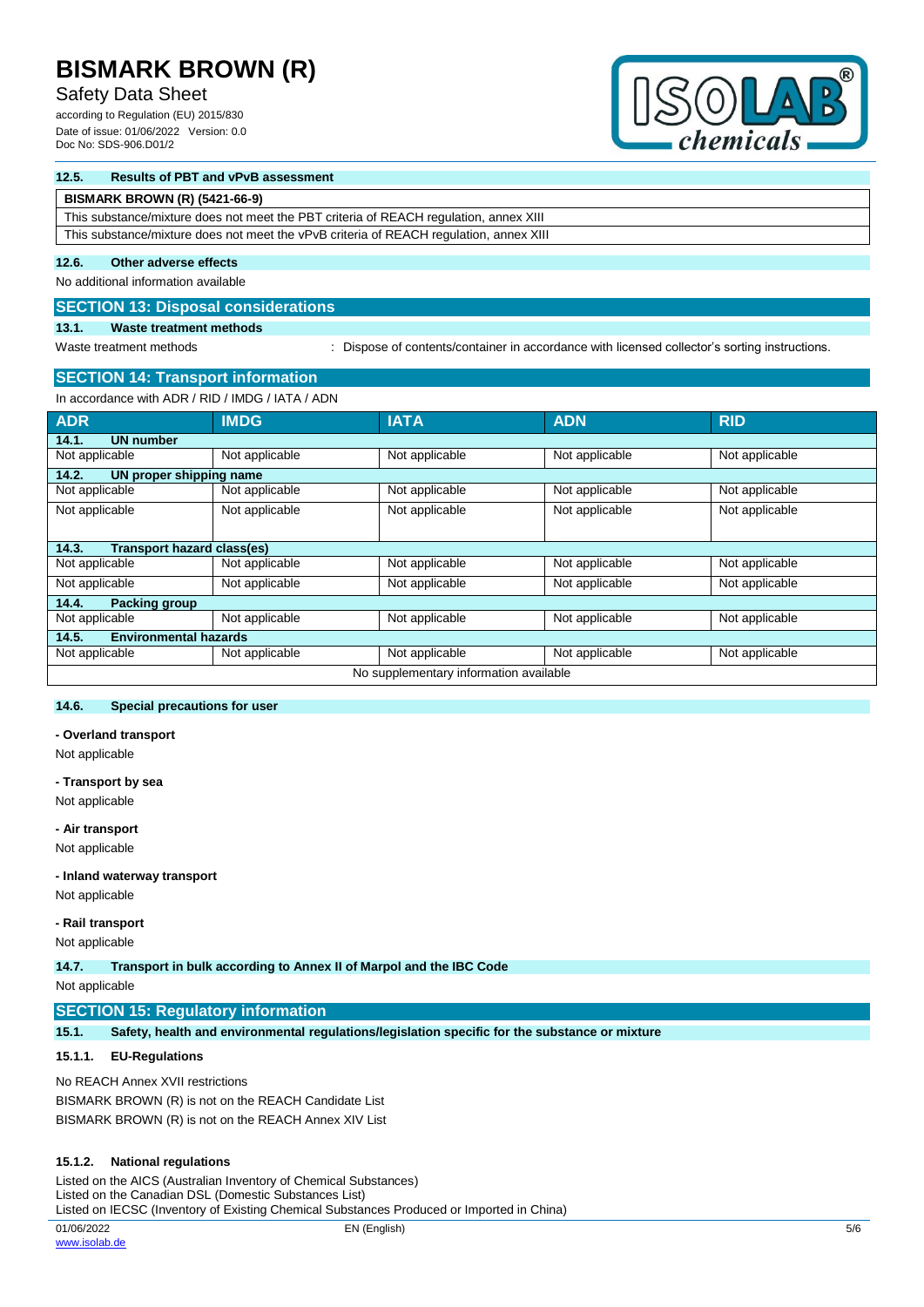### 12.5. Results of PBT and vPvB assessment

| BISMARK BROWN (R) (5421-66-9) |
|---|
| This substance/mixture does not meet the PBT criteria of REACH regulation, annex XIII |
| This substance/mixture does not meet the vPvB criteria of REACH regulation, annex XIII |

### 12.6. Other adverse effects

No additional information available

## SECTION 13: Disposal considerations

### 13.1. Waste treatment methods

Waste treatment methods : Dispose of contents/container in accordance with licensed collector's sorting instructions.

## SECTION 14: Transport information

In accordance with ADR / RID / IMDG / IATA / ADN

| ADR | IMDG | IATA | ADN | RID |
|---|---|---|---|---|
| **14.1. UN number** | | | | |
| Not applicable | Not applicable | Not applicable | Not applicable | Not applicable |
| **14.2. UN proper shipping name** | | | | |
| Not applicable | Not applicable | Not applicable | Not applicable | Not applicable |
| Not applicable | Not applicable | Not applicable | Not applicable | Not applicable |
| **14.3. Transport hazard class(es)** | | | | |
| Not applicable | Not applicable | Not applicable | Not applicable | Not applicable |
| Not applicable | Not applicable | Not applicable | Not applicable | Not applicable |
| **14.4. Packing group** | | | | |
| Not applicable | Not applicable | Not applicable | Not applicable | Not applicable |
| **14.5. Environmental hazards** | | | | |
| Not applicable | Not applicable | Not applicable | Not applicable | Not applicable |
| No supplementary information available | | | | |

### 14.6. Special precautions for user

**- Overland transport**

Not applicable

**- Transport by sea**

Not applicable

**- Air transport**

Not applicable

**- Inland waterway transport**

Not applicable

**- Rail transport**

Not applicable

### 14.7. Transport in bulk according to Annex II of Marpol and the IBC Code

Not applicable

## SECTION 15: Regulatory information

### 15.1. Safety, health and environmental regulations/legislation specific for the substance or mixture

#### 15.1.1. EU-Regulations

No REACH Annex XVII restrictions

BISMARK BROWN (R) is not on the REACH Candidate List

BISMARK BROWN (R) is not on the REACH Annex XIV List

#### 15.1.2. National regulations

Listed on the AICS (Australian Inventory of Chemical Substances)
Listed on the Canadian DSL (Domestic Substances List)
Listed on IECSC (Inventory of Existing Chemical Substances Produced or Imported in China)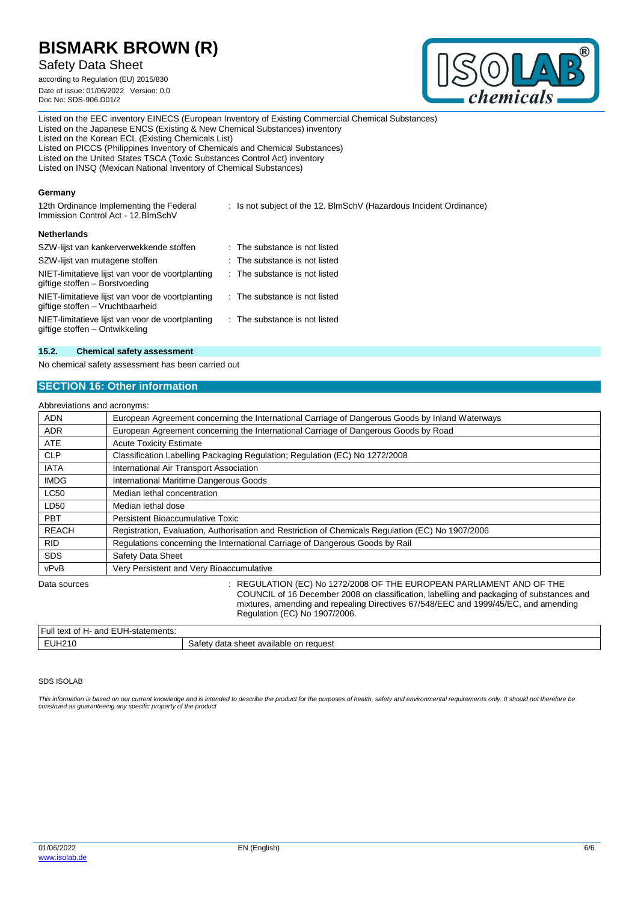Listed on the EEC inventory EINECS (European Inventory of Existing Commercial Chemical Substances)
Listed on the Japanese ENCS (Existing & New Chemical Substances) inventory
Listed on the Korean ECL (Existing Chemicals List)
Listed on PICCS (Philippines Inventory of Chemicals and Chemical Substances)
Listed on the United States TSCA (Toxic Substances Control Act) inventory
Listed on INSQ (Mexican National Inventory of Chemical Substances)

**Germany**

| | |
|---|---|
| 12th Ordinance Implementing the Federal Immission Control Act - 12.BImSchV | : Is not subject of the 12. BImSchV (Hazardous Incident Ordinance) |

**Netherlands**

| | |
|---|---|
| SZW-lijst van kankerverwekkende stoffen | : The substance is not listed |
| SZW-lijst van mutagene stoffen | : The substance is not listed |
| NIET-limitatieve lijst van voor de voortplanting giftige stoffen – Borstvoeding | : The substance is not listed |
| NIET-limitatieve lijst van voor de voortplanting giftige stoffen – Vruchtbaarheid | : The substance is not listed |
| NIET-limitatieve lijst van voor de voortplanting giftige stoffen – Ontwikkeling | : The substance is not listed |

### 15.2. Chemical safety assessment

No chemical safety assessment has been carried out

## SECTION 16: Other information

Abbreviations and acronyms:

| | |
|---|---|
| ADN | European Agreement concerning the International Carriage of Dangerous Goods by Inland Waterways |
| ADR | European Agreement concerning the International Carriage of Dangerous Goods by Road |
| ATE | Acute Toxicity Estimate |
| CLP | Classification Labelling Packaging Regulation; Regulation (EC) No 1272/2008 |
| IATA | International Air Transport Association |
| IMDG | International Maritime Dangerous Goods |
| LC50 | Median lethal concentration |
| LD50 | Median lethal dose |
| PBT | Persistent Bioaccumulative Toxic |
| REACH | Registration, Evaluation, Authorisation and Restriction of Chemicals Regulation (EC) No 1907/2006 |
| RID | Regulations concerning the International Carriage of Dangerous Goods by Rail |
| SDS | Safety Data Sheet |
| vPvB | Very Persistent and Very Bioaccumulative |

| | |
|---|---|
| Data sources | : REGULATION (EC) No 1272/2008 OF THE EUROPEAN PARLIAMENT AND OF THE COUNCIL of 16 December 2008 on classification, labelling and packaging of substances and mixtures, amending and repealing Directives 67/548/EEC and 1999/45/EC, and amending Regulation (EC) No 1907/2006. |

| Full text of H- and EUH-statements: | |
|---|---|
| EUH210 | Safety data sheet available on request |

SDS ISOLAB

*This information is based on our current knowledge and is intended to describe the product for the purposes of health, safety and environmental requirements only. It should not therefore be construed as guaranteeing any specific property of the product*